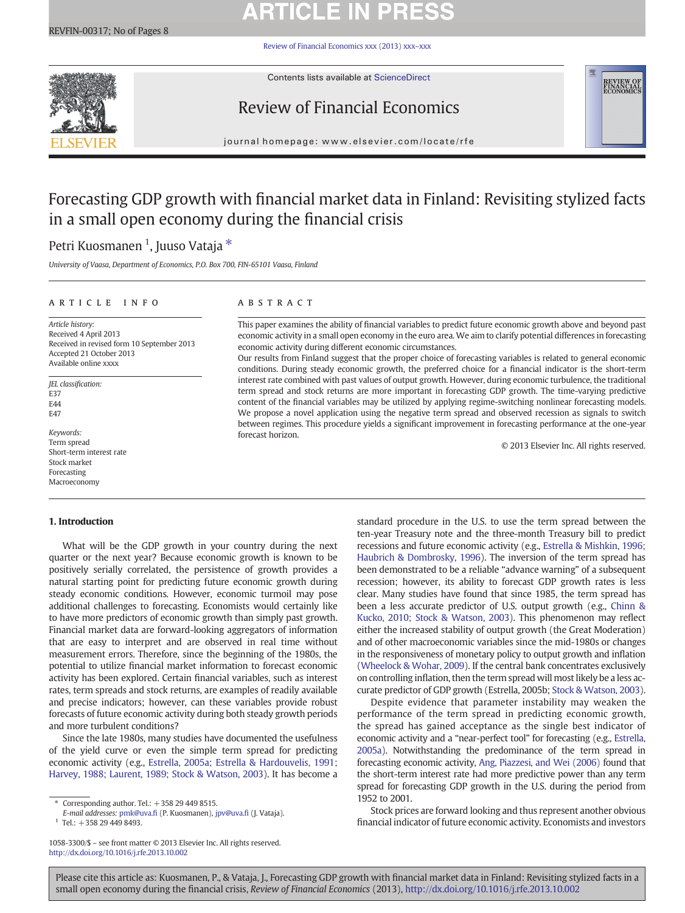# Forecasting GDP growth with financial market data in Finland: Revisiting stylized facts in a small open economy during the financial crisis

Petri Kuosmanen [1], Juuso Vataja *

*University of Vaasa, Department of Economics, P.O. Box 700, FIN-65101 Vaasa, Finland*

## ARTICLE INFO

*Article history:*
Received 4 April 2013
Received in revised form 10 September 2013
Accepted 21 October 2013
Available online xxxx

*JEL classification:*
E37
E44
E47

*Keywords:*
Term spread
Short-term interest rate
Stock market
Forecasting
Macroeconomy

## ABSTRACT

This paper examines the ability of financial variables to predict future economic growth above and beyond past economic activity in a small open economy in the euro area. We aim to clarify potential differences in forecasting economic activity during different economic circumstances.

Our results from Finland suggest that the proper choice of forecasting variables is related to general economic conditions. During steady economic growth, the preferred choice for a financial indicator is the short-term interest rate combined with past values of output growth. However, during economic turbulence, the traditional term spread and stock returns are more important in forecasting GDP growth. The time-varying predictive content of the financial variables may be utilized by applying regime-switching nonlinear forecasting models. We propose a novel application using the negative term spread and observed recession as signals to switch between regimes. This procedure yields a significant improvement in forecasting performance at the one-year forecast horizon.

© 2013 Elsevier Inc. All rights reserved.

## 1. Introduction

What will be the GDP growth in your country during the next quarter or the next year? Because economic growth is known to be positively serially correlated, the persistence of growth provides a natural starting point for predicting future economic growth during steady economic conditions. However, economic turmoil may pose additional challenges to forecasting. Economists would certainly like to have more predictors of economic growth than simply past growth. Financial market data are forward-looking aggregators of information that are easy to interpret and are observed in real time without measurement errors. Therefore, since the beginning of the 1980s, the potential to utilize financial market information to forecast economic activity has been explored. Certain financial variables, such as interest rates, term spreads and stock returns, are examples of readily available and precise indicators; however, can these variables provide robust forecasts of future economic activity during both steady growth periods and more turbulent conditions?

Since the late 1980s, many studies have documented the usefulness of the yield curve or even the simple term spread for predicting economic activity (e.g., Estrella, 2005a; Estrella & Hardouvelis, 1991; Harvey, 1988; Laurent, 1989; Stock & Watson, 2003). It has become a standard procedure in the U.S. to use the term spread between the ten-year Treasury note and the three-month Treasury bill to predict recessions and future economic activity (e.g., Estrella & Mishkin, 1996; Haubrich & Dombrosky, 1996). The inversion of the term spread has been demonstrated to be a reliable "advance warning" of a subsequent recession; however, its ability to forecast GDP growth rates is less clear. Many studies have found that since 1985, the term spread has been a less accurate predictor of U.S. output growth (e.g., Chinn & Kucko, 2010; Stock & Watson, 2003). This phenomenon may reflect either the increased stability of output growth (the Great Moderation) and of other macroeconomic variables since the mid-1980s or changes in the responsiveness of monetary policy to output growth and inflation (Wheelock & Wohar, 2009). If the central bank concentrates exclusively on controlling inflation, then the term spread will most likely be a less accurate predictor of GDP growth (Estrella, 2005b; Stock & Watson, 2003).

Despite evidence that parameter instability may weaken the performance of the term spread in predicting economic growth, the spread has gained acceptance as the single best indicator of economic activity and a "near-perfect tool" for forecasting (e.g., Estrella, 2005a). Notwithstanding the predominance of the term spread in forecasting economic activity, Ang, Piazzesi, and Wei (2006) found that the short-term interest rate had more predictive power than any term spread for forecasting GDP growth in the U.S. during the period from 1952 to 2001.

Stock prices are forward looking and thus represent another obvious financial indicator of future economic activity. Economists and investors

* Corresponding author. Tel.: +358 29 449 8515.
*E-mail addresses:* pmk@uva.fi (P. Kuosmanen), jpv@uva.fi (J. Vataja).
[1] Tel.: +358 29 449 8493.

1058-3300/$ – see front matter © 2013 Elsevier Inc. All rights reserved.
http://dx.doi.org/10.1016/j.rfe.2013.10.002

Please cite this article as: Kuosmanen, P., & Vataja, J., Forecasting GDP growth with financial market data in Finland: Revisiting stylized facts in a small open economy during the financial crisis, *Review of Financial Economics* (2013), http://dx.doi.org/10.1016/j.rfe.2013.10.002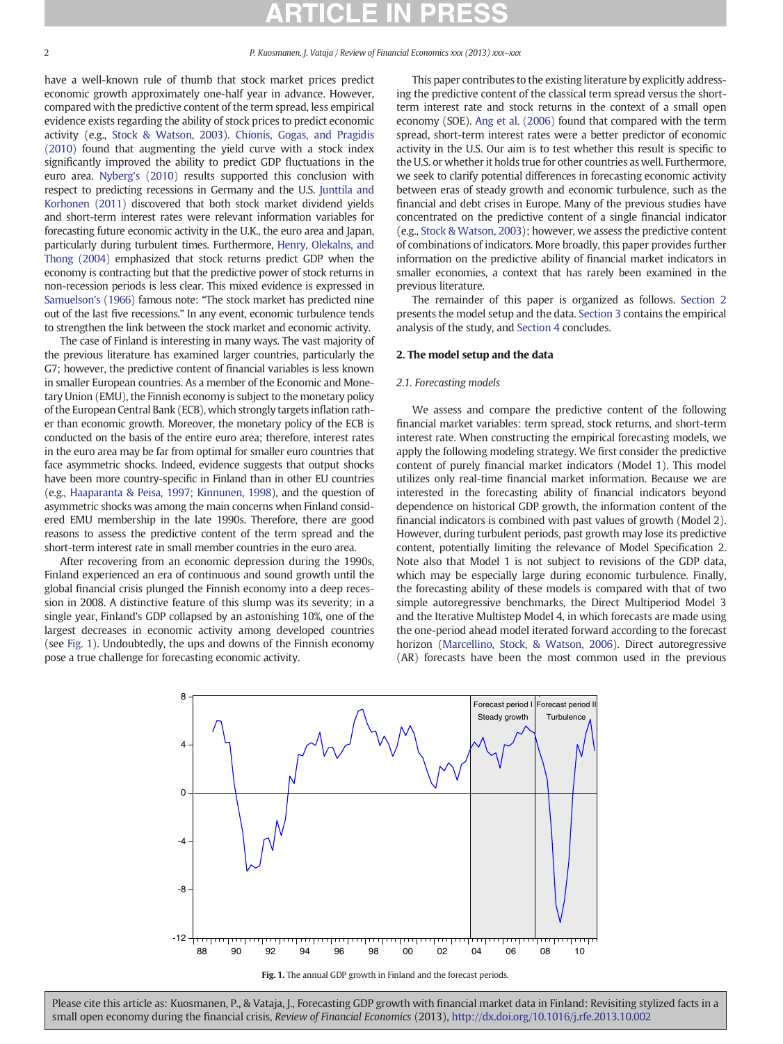have a well-known rule of thumb that stock market prices predict economic growth approximately one-half year in advance. However, compared with the predictive content of the term spread, less empirical evidence exists regarding the ability of stock prices to predict economic activity (e.g., Stock & Watson, 2003). Chionis, Gogas, and Pragidis (2010) found that augmenting the yield curve with a stock index significantly improved the ability to predict GDP fluctuations in the euro area. Nyberg's (2010) results supported this conclusion with respect to predicting recessions in Germany and the U.S. Junttila and Korhonen (2011) discovered that both stock market dividend yields and short-term interest rates were relevant information variables for forecasting future economic activity in the U.K., the euro area and Japan, particularly during turbulent times. Furthermore, Henry, Olekalns, and Thong (2004) emphasized that stock returns predict GDP when the economy is contracting but that the predictive power of stock returns in non-recession periods is less clear. This mixed evidence is expressed in Samuelson's (1966) famous note: "The stock market has predicted nine out of the last five recessions." In any event, economic turbulence tends to strengthen the link between the stock market and economic activity.

The case of Finland is interesting in many ways. The vast majority of the previous literature has examined larger countries, particularly the G7; however, the predictive content of financial variables is less known in smaller European countries. As a member of the Economic and Monetary Union (EMU), the Finnish economy is subject to the monetary policy of the European Central Bank (ECB), which strongly targets inflation rather than economic growth. Moreover, the monetary policy of the ECB is conducted on the basis of the entire euro area; therefore, interest rates in the euro area may be far from optimal for smaller euro countries that face asymmetric shocks. Indeed, evidence suggests that output shocks have been more country-specific in Finland than in other EU countries (e.g., Haaparanta & Peisa, 1997; Kinnunen, 1998), and the question of asymmetric shocks was among the main concerns when Finland considered EMU membership in the late 1990s. Therefore, there are good reasons to assess the predictive content of the term spread and the short-term interest rate in small member countries in the euro area.

After recovering from an economic depression during the 1990s, Finland experienced an era of continuous and sound growth until the global financial crisis plunged the Finnish economy into a deep recession in 2008. A distinctive feature of this slump was its severity; in a single year, Finland's GDP collapsed by an astonishing 10%, one of the largest decreases in economic activity among developed countries (see Fig. 1). Undoubtedly, the ups and downs of the Finnish economy pose a true challenge for forecasting economic activity.

This paper contributes to the existing literature by explicitly addressing the predictive content of the classical term spread versus the short-term interest rate and stock returns in the context of a small open economy (SOE). Ang et al. (2006) found that compared with the term spread, short-term interest rates were a better predictor of economic activity in the U.S. Our aim is to test whether this result is specific to the U.S. or whether it holds true for other countries as well. Furthermore, we seek to clarify potential differences in forecasting economic activity between eras of steady growth and economic turbulence, such as the financial and debt crises in Europe. Many of the previous studies have concentrated on the predictive content of a single financial indicator (e.g., Stock & Watson, 2003); however, we assess the predictive content of combinations of indicators. More broadly, this paper provides further information on the predictive ability of financial market indicators in smaller economies, a context that has rarely been examined in the previous literature.

The remainder of this paper is organized as follows. Section 2 presents the model setup and the data. Section 3 contains the empirical analysis of the study, and Section 4 concludes.

## 2. The model setup and the data

### 2.1. Forecasting models

We assess and compare the predictive content of the following financial market variables: term spread, stock returns, and short-term interest rate. When constructing the empirical forecasting models, we apply the following modeling strategy. We first consider the predictive content of purely financial market indicators (Model 1). This model utilizes only real-time financial market information. Because we are interested in the forecasting ability of financial indicators beyond dependence on historical GDP growth, the information content of the financial indicators is combined with past values of growth (Model 2). However, during turbulent periods, past growth may lose its predictive content, potentially limiting the relevance of Model Specification 2. Note also that Model 1 is not subject to revisions of the GDP data, which may be especially large during economic turbulence. Finally, the forecasting ability of these models is compared with that of two simple autoregressive benchmarks, the Direct Multiperiod Model 3 and the Iterative Multistep Model 4, in which forecasts are made using the one-period ahead model iterated forward according to the forecast horizon (Marcellino, Stock, & Watson, 2006). Direct autoregressive (AR) forecasts have been the most common used in the previous

**Fig. 1.** The annual GDP growth in Finland and the forecast periods.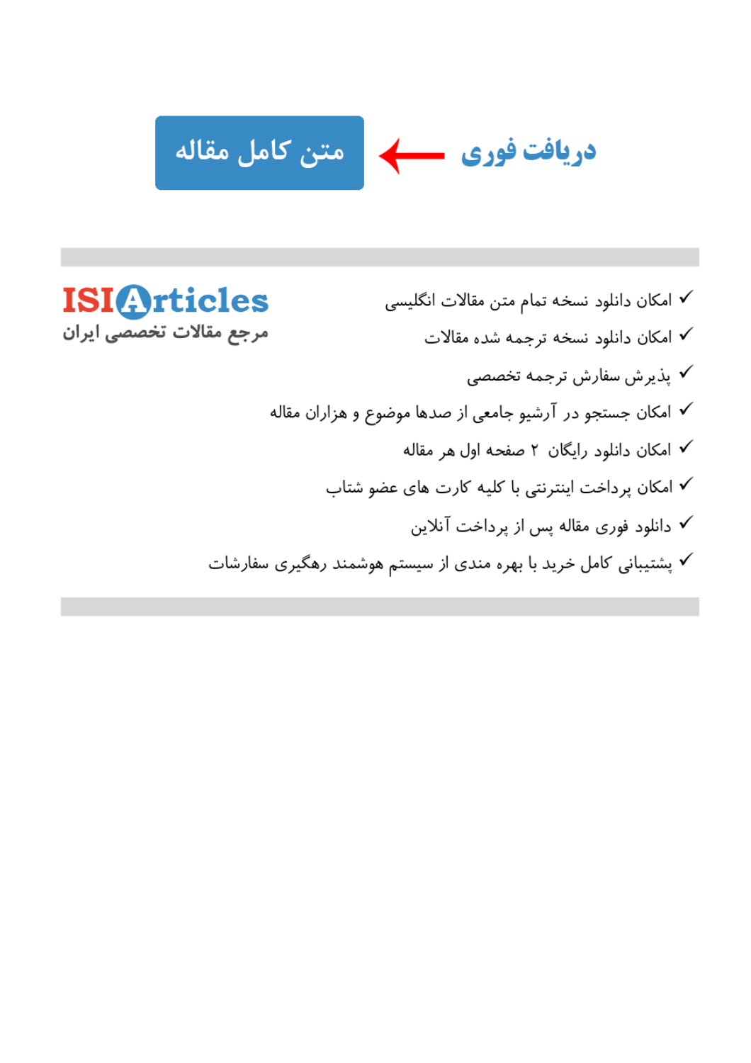دریافت فوری ← **متن کامل مقاله**

**ISIArticles**
مرجع مقالات تخصصی ایران

- ✓ امکان دانلود نسخه تمام متن مقالات انگلیسی
- ✓ امکان دانلود نسخه ترجمه شده مقالات
- ✓ پذیرش سفارش ترجمه تخصصی
- ✓ امکان جستجو در آرشیو جامعی از صدها موضوع و هزاران مقاله
- ✓ امکان دانلود رایگان ۲ صفحه اول هر مقاله
- ✓ امکان پرداخت اینترنتی با کلیه کارت های عضو شتاب
- ✓ دانلود فوری مقاله پس از پرداخت آنلاین
- ✓ پشتیبانی کامل خرید با بهره مندی از سیستم هوشمند رهگیری سفارشات